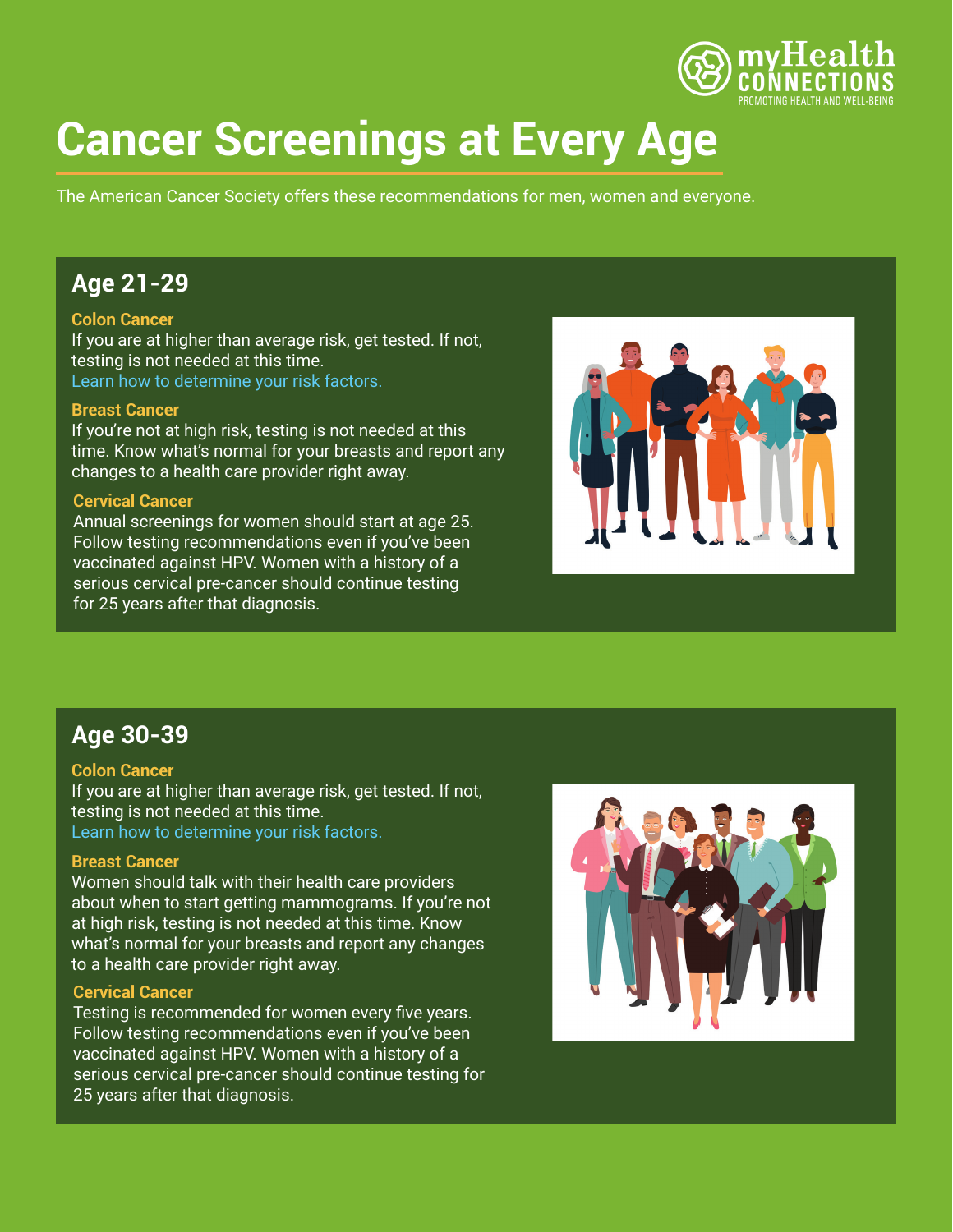myHealth CONNECTIONS
PROMOTING HEALTH AND WELL-BEING

# Cancer Screenings at Every Age

The American Cancer Society offers these recommendations for men, women and everyone.

## Age 21-29

### Colon Cancer

If you are at higher than average risk, get tested. If not, testing is not needed at this time.
Learn how to determine your risk factors.

### Breast Cancer

If you're not at high risk, testing is not needed at this time. Know what's normal for your breasts and report any changes to a health care provider right away.

### Cervical Cancer

Annual screenings for women should start at age 25. Follow testing recommendations even if you've been vaccinated against HPV. Women with a history of a serious cervical pre-cancer should continue testing for 25 years after that diagnosis.

## Age 30-39

### Colon Cancer

If you are at higher than average risk, get tested. If not, testing is not needed at this time.
Learn how to determine your risk factors.

### Breast Cancer

Women should talk with their health care providers about when to start getting mammograms. If you're not at high risk, testing is not needed at this time. Know what's normal for your breasts and report any changes to a health care provider right away.

### Cervical Cancer

Testing is recommended for women every five years. Follow testing recommendations even if you've been vaccinated against HPV. Women with a history of a serious cervical pre-cancer should continue testing for 25 years after that diagnosis.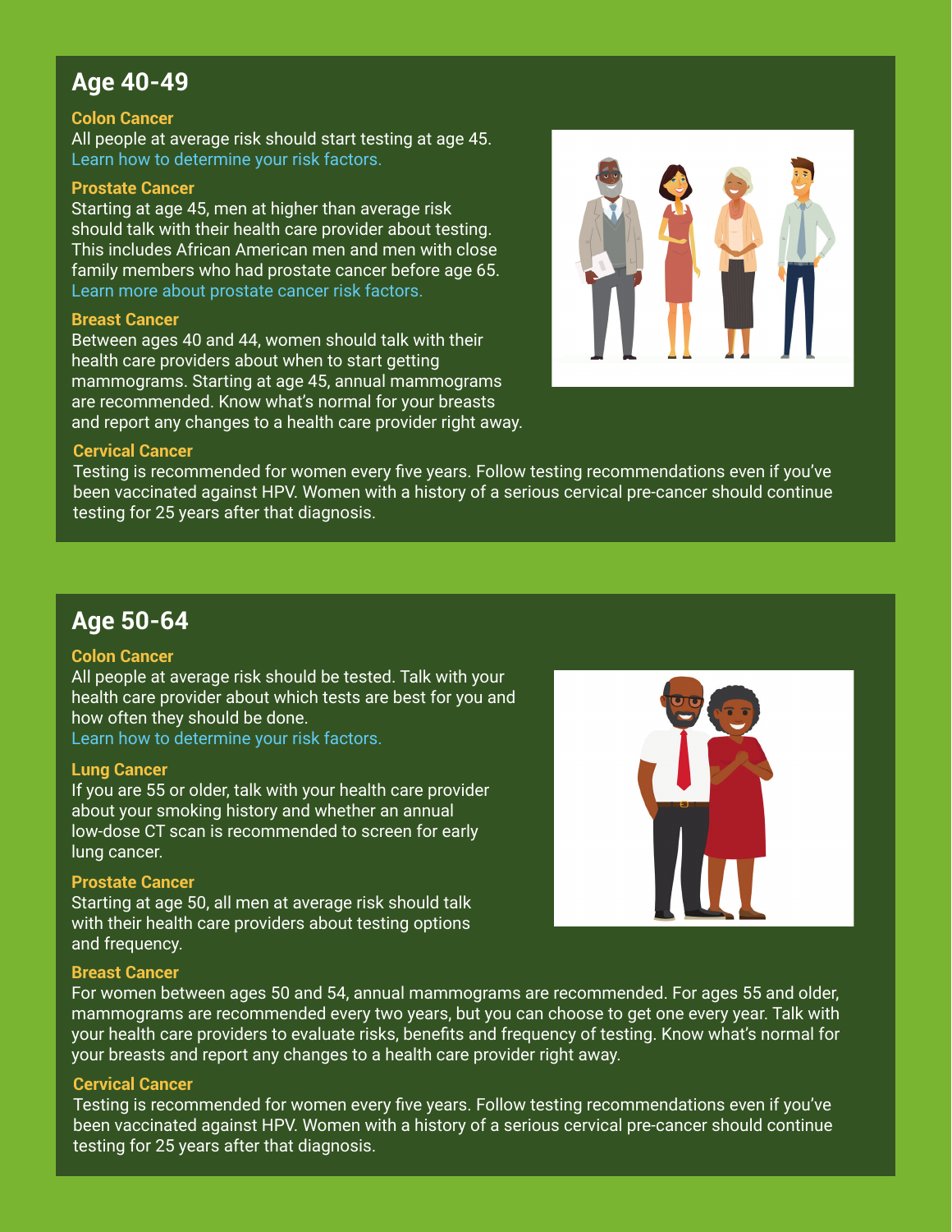## Age 40-49

### Colon Cancer

All people at average risk should start testing at age 45.
Learn how to determine your risk factors.

### Prostate Cancer

Starting at age 45, men at higher than average risk should talk with their health care provider about testing. This includes African American men and men with close family members who had prostate cancer before age 65.
Learn more about prostate cancer risk factors.

### Breast Cancer

Between ages 40 and 44, women should talk with their health care providers about when to start getting mammograms. Starting at age 45, annual mammograms are recommended. Know what's normal for your breasts and report any changes to a health care provider right away.

### Cervical Cancer

Testing is recommended for women every five years. Follow testing recommendations even if you've been vaccinated against HPV. Women with a history of a serious cervical pre-cancer should continue testing for 25 years after that diagnosis.

## Age 50-64

### Colon Cancer

All people at average risk should be tested. Talk with your health care provider about which tests are best for you and how often they should be done.
Learn how to determine your risk factors.

### Lung Cancer

If you are 55 or older, talk with your health care provider about your smoking history and whether an annual low-dose CT scan is recommended to screen for early lung cancer.

### Prostate Cancer

Starting at age 50, all men at average risk should talk with their health care providers about testing options and frequency.

### Breast Cancer

For women between ages 50 and 54, annual mammograms are recommended. For ages 55 and older, mammograms are recommended every two years, but you can choose to get one every year. Talk with your health care providers to evaluate risks, benefits and frequency of testing. Know what's normal for your breasts and report any changes to a health care provider right away.

### Cervical Cancer

Testing is recommended for women every five years. Follow testing recommendations even if you've been vaccinated against HPV. Women with a history of a serious cervical pre-cancer should continue testing for 25 years after that diagnosis.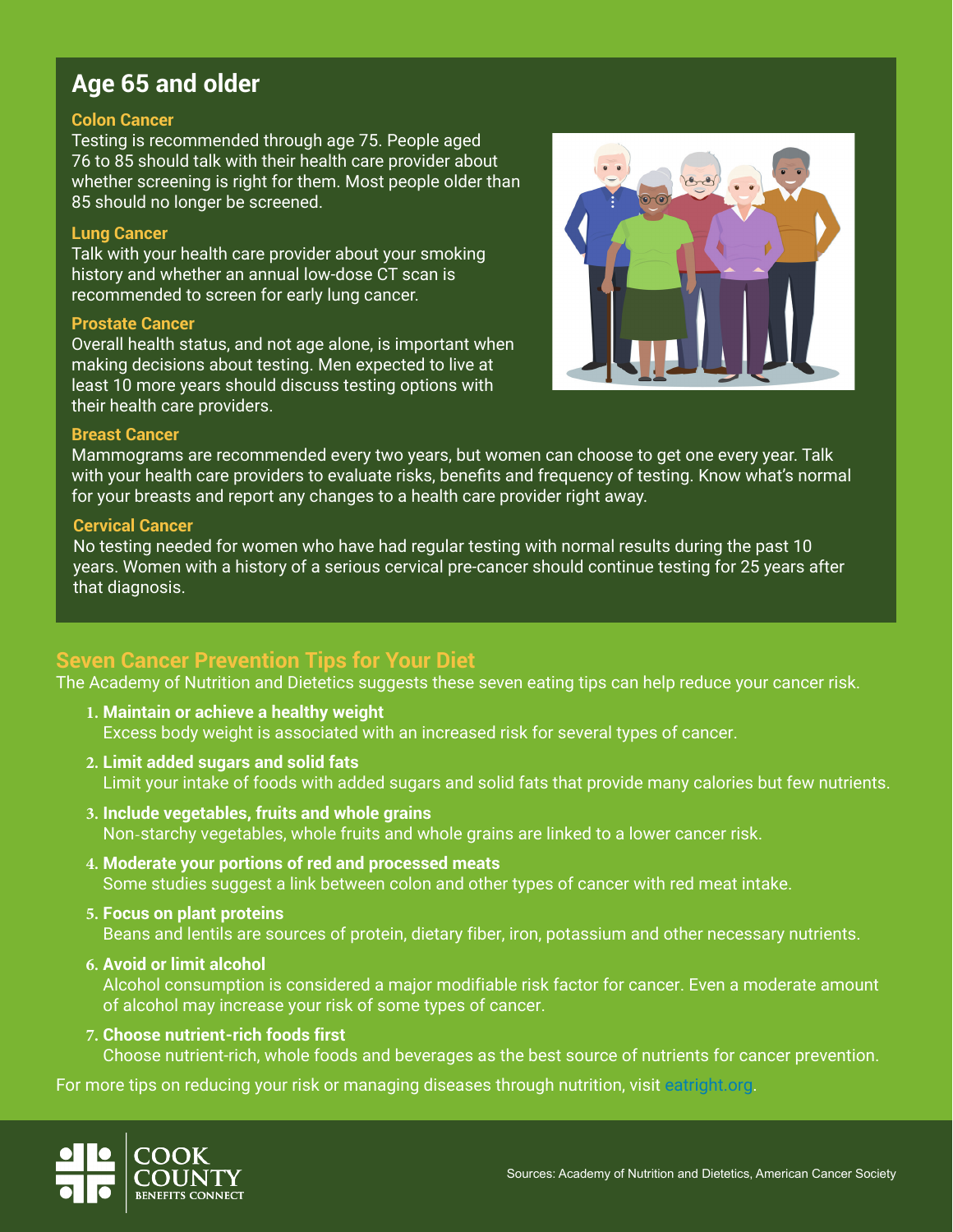## Age 65 and older

### Colon Cancer

Testing is recommended through age 75. People aged 76 to 85 should talk with their health care provider about whether screening is right for them. Most people older than 85 should no longer be screened.

### Lung Cancer

Talk with your health care provider about your smoking history and whether an annual low-dose CT scan is recommended to screen for early lung cancer.

### Prostate Cancer

Overall health status, and not age alone, is important when making decisions about testing. Men expected to live at least 10 more years should discuss testing options with their health care providers.

### Breast Cancer

Mammograms are recommended every two years, but women can choose to get one every year. Talk with your health care providers to evaluate risks, benefits and frequency of testing. Know what's normal for your breasts and report any changes to a health care provider right away.

### Cervical Cancer

No testing needed for women who have had regular testing with normal results during the past 10 years. Women with a history of a serious cervical pre-cancer should continue testing for 25 years after that diagnosis.

## Seven Cancer Prevention Tips for Your Diet

The Academy of Nutrition and Dietetics suggests these seven eating tips can help reduce your cancer risk.

1. **Maintain or achieve a healthy weight**
   Excess body weight is associated with an increased risk for several types of cancer.
2. **Limit added sugars and solid fats**
   Limit your intake of foods with added sugars and solid fats that provide many calories but few nutrients.
3. **Include vegetables, fruits and whole grains**
   Non-starchy vegetables, whole fruits and whole grains are linked to a lower cancer risk.
4. **Moderate your portions of red and processed meats**
   Some studies suggest a link between colon and other types of cancer with red meat intake.
5. **Focus on plant proteins**
   Beans and lentils are sources of protein, dietary fiber, iron, potassium and other necessary nutrients.
6. **Avoid or limit alcohol**
   Alcohol consumption is considered a major modifiable risk factor for cancer. Even a moderate amount of alcohol may increase your risk of some types of cancer.
7. **Choose nutrient-rich foods first**
   Choose nutrient-rich, whole foods and beverages as the best source of nutrients for cancer prevention.

For more tips on reducing your risk or managing diseases through nutrition, visit eatright.org.

COOK COUNTY BENEFITS CONNECT

Sources: Academy of Nutrition and Dietetics, American Cancer Society